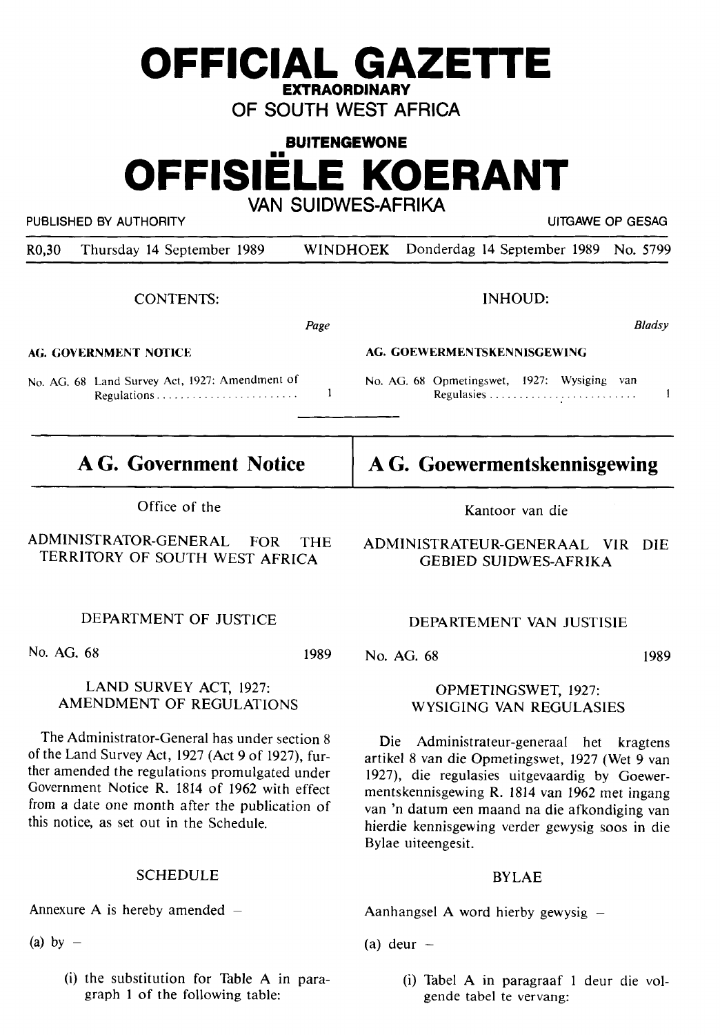# OFFICIAL GAZETTE

**EXTRAORDINARY**

**OF SOUTH WEST AFRICA**

**BUITENGEWONE**

# OFFISIËLE KOERANT

**VAN SUIDWES-AFRIKA**

PUBLISHED BY AUTHORITY — UITGAWE OP GESAG

R0,30 Thursday 14 September 1989 WINDHOEK Donderdag 14 September 1989 No. 5799

CONTENTS:

| | Page |
|---|---|
| **AG. GOVERNMENT NOTICE** | |
| No. AG. 68 Land Survey Act, 1927: Amendment of Regulations | 1 |

INHOUD:

| | Bladsy |
|---|---|
| **AG. GOEWERMENTSKENNISGEWING** | |
| No. AG. 68 Opmetingswet, 1927: Wysiging van Regulasies | 1 |

## A G. Government Notice

Office of the

ADMINISTRATOR-GENERAL FOR THE TERRITORY OF SOUTH WEST AFRICA

DEPARTMENT OF JUSTICE

No. AG. 68 1989

LAND SURVEY ACT, 1927: AMENDMENT OF REGULATIONS

The Administrator-General has under section 8 of the Land Survey Act, 1927 (Act 9 of 1927), further amended the regulations promulgated under Government Notice R. 1814 of 1962 with effect from a date one month after the publication of this notice, as set out in the Schedule.

SCHEDULE

Annexure A is hereby amended –

(a) by –

(i) the substitution for Table A in paragraph 1 of the following table:

## A G. Goewermentskennisgewing

Kantoor van die

ADMINISTRATEUR-GENERAAL VIR DIE GEBIED SUIDWES-AFRIKA

DEPARTEMENT VAN JUSTISIE

No. AG. 68 1989

OPMETINGSWET, 1927: WYSIGING VAN REGULASIES

Die Administrateur-generaal het kragtens artikel 8 van die Opmetingswet, 1927 (Wet 9 van 1927), die regulasies uitgevaardig by Goewermentskennisgewing R. 1814 van 1962 met ingang van 'n datum een maand na die afkondiging van hierdie kennisgewing verder gewysig soos in die Bylae uiteengesit.

BYLAE

Aanhangsel A word hierby gewysig –

(a) deur –

(i) Tabel A in paragraaf 1 deur die volgende tabel te vervang: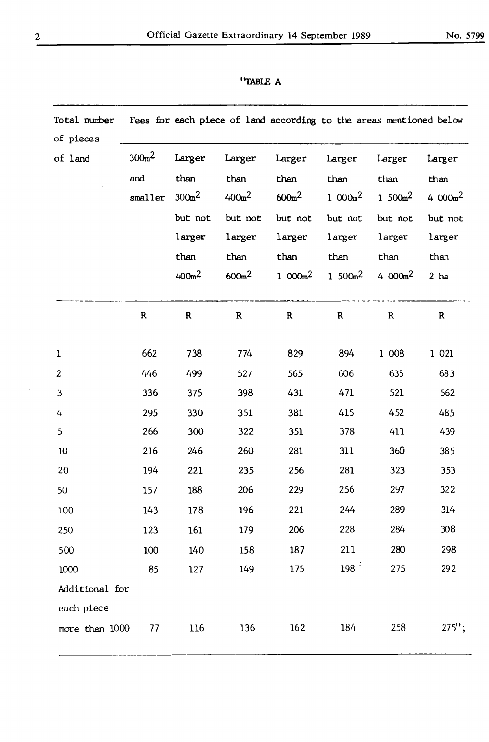"TABLE A

| Total number of pieces of land | Fees for each piece of land according to the areas mentioned below | | | | | | |
|---|---|---|---|---|---|---|---|
| | $300m^2$ and smaller | Larger than $300m^2$ but not larger than $400m^2$ | Larger than $400m^2$ but not larger than $600m^2$ | Larger than $600m^2$ but not larger than 1 $000m^2$ | Larger than 1 $000m^2$ but not larger than 1 $500m^2$ | Larger than 1 $500m^2$ but not larger than 4 $000m^2$ | Larger than 4 $000m^2$ but not larger than 2 ha |
| | R | R | R | R | R | R | R |
| 1 | 662 | 738 | 774 | 829 | 894 | 1 008 | 1 021 |
| 2 | 446 | 499 | 527 | 565 | 606 | 635 | 683 |
| 3 | 336 | 375 | 398 | 431 | 471 | 521 | 562 |
| 4 | 295 | 330 | 351 | 381 | 415 | 452 | 485 |
| 5 | 266 | 300 | 322 | 351 | 378 | 411 | 439 |
| 10 | 216 | 246 | 260 | 281 | 311 | 360 | 385 |
| 20 | 194 | 221 | 235 | 256 | 281 | 323 | 353 |
| 50 | 157 | 188 | 206 | 229 | 256 | 297 | 322 |
| 100 | 143 | 178 | 196 | 221 | 244 | 289 | 314 |
| 250 | 123 | 161 | 179 | 206 | 228 | 284 | 308 |
| 500 | 100 | 140 | 158 | 187 | 211 | 280 | 298 |
| 1000 | 85 | 127 | 149 | 175 | 198 | 275 | 292 |
| Additional for each piece more than 1000 | 77 | 116 | 136 | 162 | 184 | 258 | 275"; |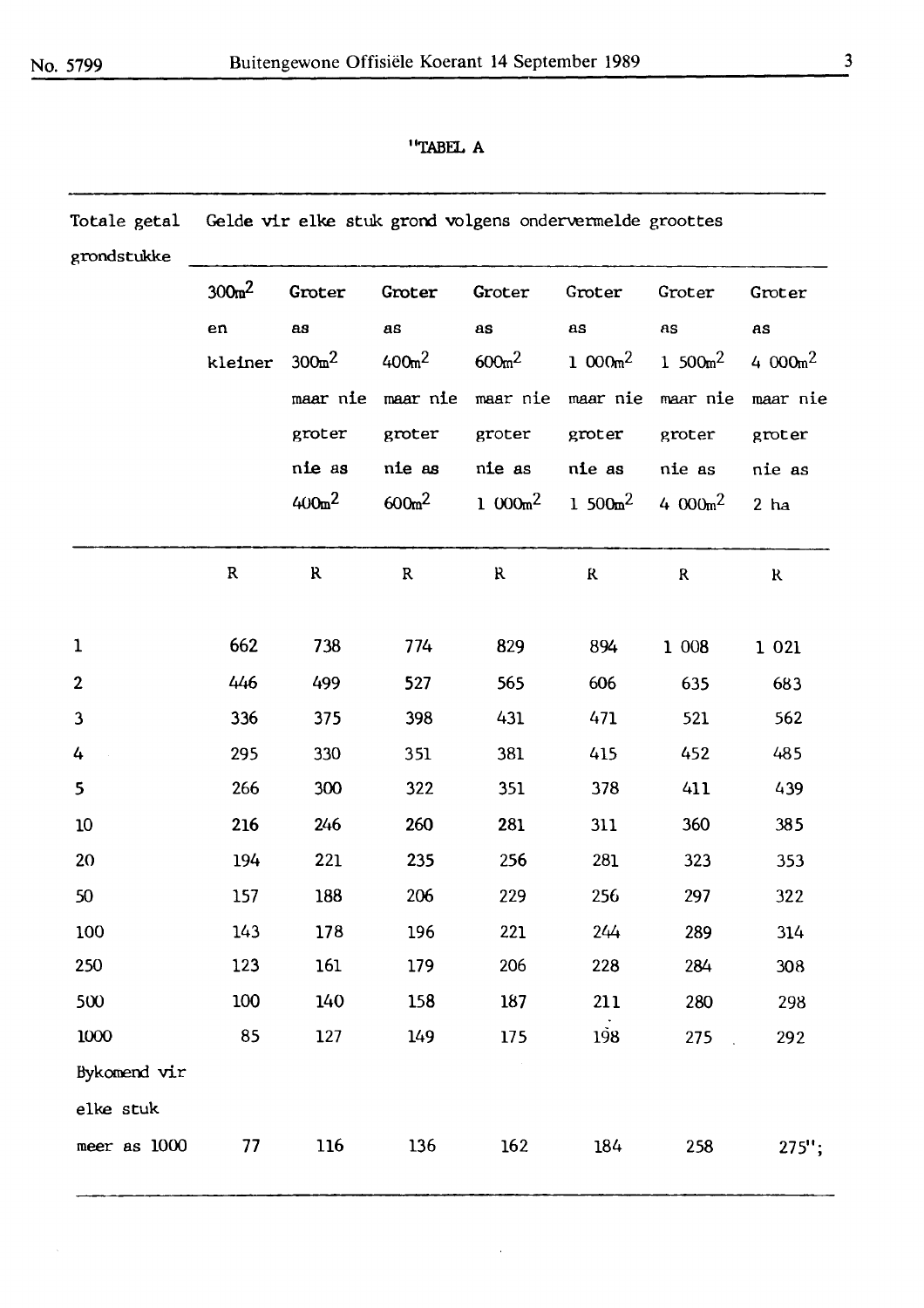"TABEL A

| Totale getal grondstukke | Gelde vir elke stuk grond volgens ondervermelde groottes | | | | | | |
|---|---|---|---|---|---|---|---|
| | 300m$^2$ en kleiner | Groter as 300m$^2$ maar nie groter nie as 400m$^2$ | Groter as 400m$^2$ maar nie groter nie as 600m$^2$ | Groter as 600m$^2$ maar nie groter nie as 1 000m$^2$ | Groter as 1 000m$^2$ maar nie groter nie as 1 500m$^2$ | Groter as 1 500m$^2$ maar nie groter nie as 4 000m$^2$ | Groter as 4 000m$^2$ maar nie groter nie as 2 ha |
| | R | R | R | R | R | R | R |
| 1 | 662 | 738 | 774 | 829 | 894 | 1 008 | 1 021 |
| 2 | 446 | 499 | 527 | 565 | 606 | 635 | 683 |
| 3 | 336 | 375 | 398 | 431 | 471 | 521 | 562 |
| 4 | 295 | 330 | 351 | 381 | 415 | 452 | 485 |
| 5 | 266 | 300 | 322 | 351 | 378 | 411 | 439 |
| 10 | 216 | 246 | 260 | 281 | 311 | 360 | 385 |
| 20 | 194 | 221 | 235 | 256 | 281 | 323 | 353 |
| 50 | 157 | 188 | 206 | 229 | 256 | 297 | 322 |
| 100 | 143 | 178 | 196 | 221 | 244 | 289 | 314 |
| 250 | 123 | 161 | 179 | 206 | 228 | 284 | 308 |
| 500 | 100 | 140 | 158 | 187 | 211 | 280 | 298 |
| 1000 | 85 | 127 | 149 | 175 | 198 | 275 | 292 |
| Bykomend vir elke stuk meer as 1000 | 77 | 116 | 136 | 162 | 184 | 258 | 275"; |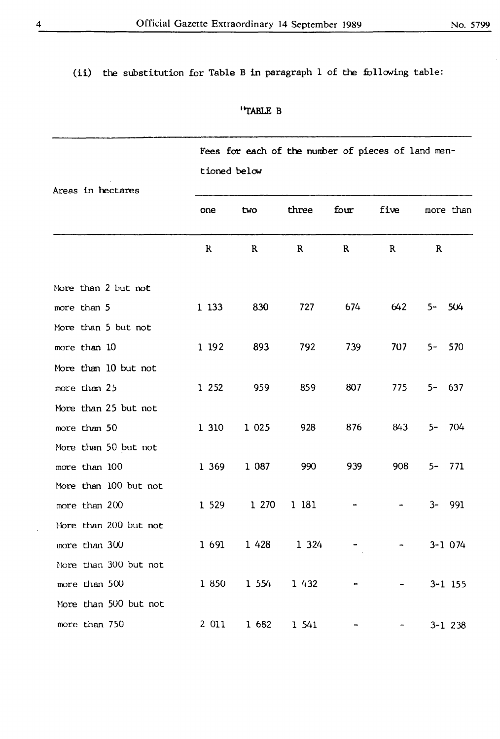(ii) the substitution for Table B in paragraph 1 of the following table:

"TABLE B

| Areas in hectares | Fees for each of the number of pieces of land mentioned below | | | | | |
|---|---|---|---|---|---|---|
| | one | two | three | four | five | more than |
| | R | R | R | R | R | R |
| More than 2 but not more than 5 | 1 133 | 830 | 727 | 674 | 642 | 5- 504 |
| More than 5 but not more than 10 | 1 192 | 893 | 792 | 739 | 707 | 5- 570 |
| More than 10 but not more than 25 | 1 252 | 959 | 859 | 807 | 775 | 5- 637 |
| More than 25 but not more than 50 | 1 310 | 1 025 | 928 | 876 | 843 | 5- 704 |
| More than 50 but not more than 100 | 1 369 | 1 087 | 990 | 939 | 908 | 5- 771 |
| More than 100 but not more than 200 | 1 529 | 1 270 | 1 181 | - | - | 3- 991 |
| More than 200 but not more than 300 | 1 691 | 1 428 | 1 324 | - | - | 3-1 074 |
| More than 300 but not more than 500 | 1 850 | 1 554 | 1 432 | - | - | 3-1 155 |
| More than 500 but not more than 750 | 2 011 | 1 682 | 1 541 | - | - | 3-1 238 |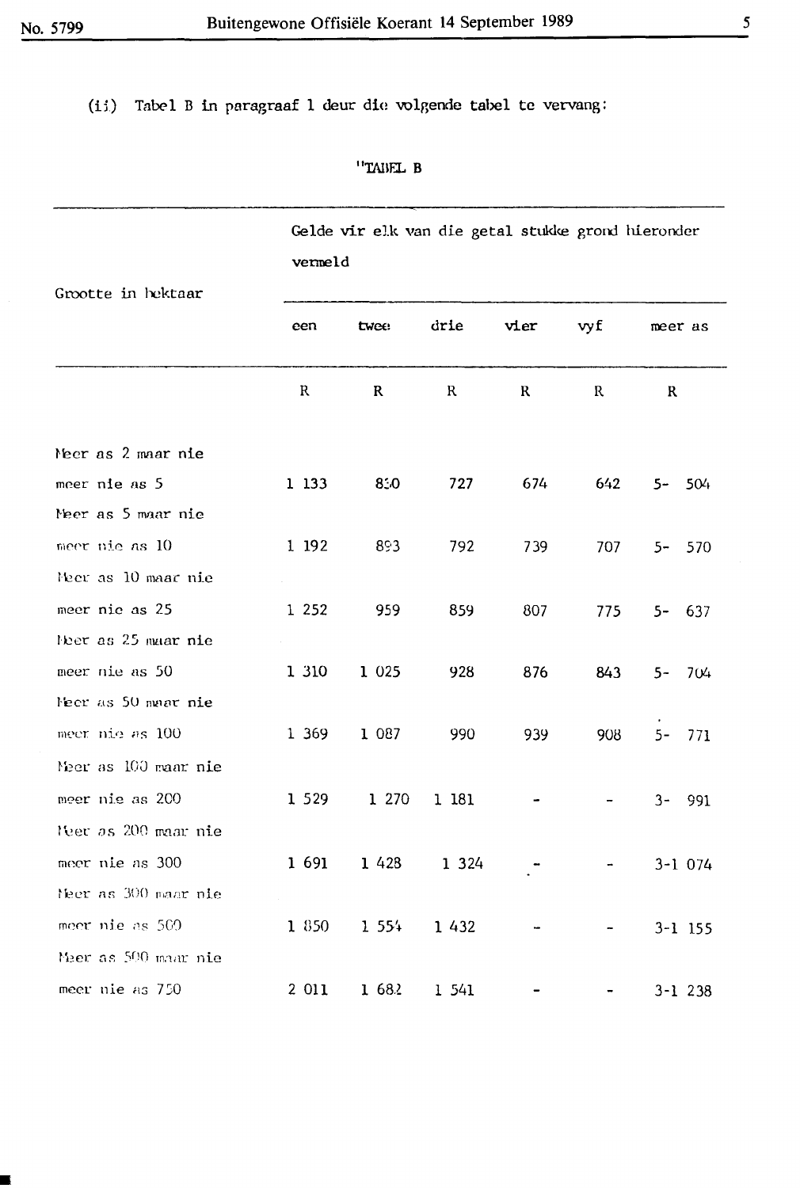(ii) Tabel B in paragraaf 1 deur die volgende tabel te vervang:

"TABEL B

| Grootte in hektaar | Gelde vir elk van die getal stukke grond hieronder vermeld | | | | | |
|---|---|---|---|---|---|---|
| | een | twee | drie | vier | vyf | meer as |
| | R | R | R | R | R | R |
| Meer as 2 maar nie meer nie as 5 | 1 133 | 850 | 727 | 674 | 642 | 5- 504 |
| Meer as 5 maar nie meer nie as 10 | 1 192 | 893 | 792 | 739 | 707 | 5- 570 |
| Meer as 10 maar nie meer nie as 25 | 1 252 | 959 | 859 | 807 | 775 | 5- 637 |
| Meer as 25 maar nie meer nie as 50 | 1 310 | 1 025 | 928 | 876 | 843 | 5- 704 |
| Meer as 50 maar nie meer nie as 100 | 1 369 | 1 087 | 990 | 939 | 908 | 5- 771 |
| Meer as 100 maar nie meer nie as 200 | 1 529 | 1 270 | 1 181 | - | - | 3- 991 |
| Meer as 200 maar nie meer nie as 300 | 1 691 | 1 428 | 1 324 | - | - | 3-1 074 |
| Meer as 300 maar nie meer nie as 500 | 1 850 | 1 554 | 1 432 | - | - | 3-1 155 |
| Meer as 500 maar nie meer nie as 750 | 2 011 | 1 682 | 1 541 | - | - | 3-1 238 |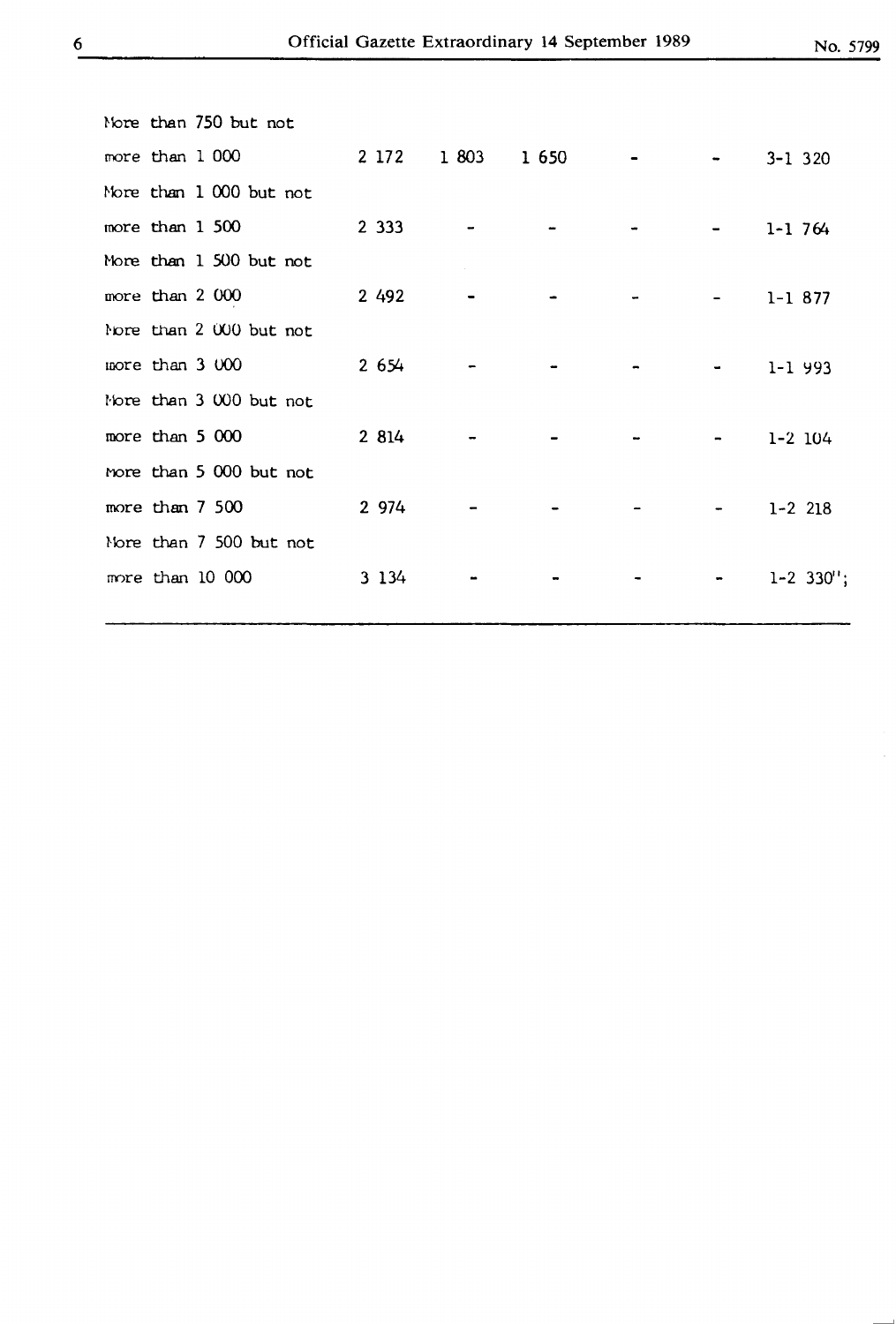| | | | | | | |
|---|---|---|---|---|---|---|
| More than 750 but not more than 1 000 | 2 172 | 1 803 | 1 650 | - | - | 3-1 320 |
| More than 1 000 but not more than 1 500 | 2 333 | - | - | - | - | 1-1 764 |
| More than 1 500 but not more than 2 000 | 2 492 | - | - | - | - | 1-1 877 |
| More than 2 000 but not more than 3 000 | 2 654 | - | - | - | - | 1-1 993 |
| More than 3 000 but not more than 5 000 | 2 814 | - | - | - | - | 1-2 104 |
| More than 5 000 but not more than 7 500 | 2 974 | - | - | - | - | 1-2 218 |
| More than 7 500 but not more than 10 000 | 3 134 | - | - | - | - | 1-2 330"; |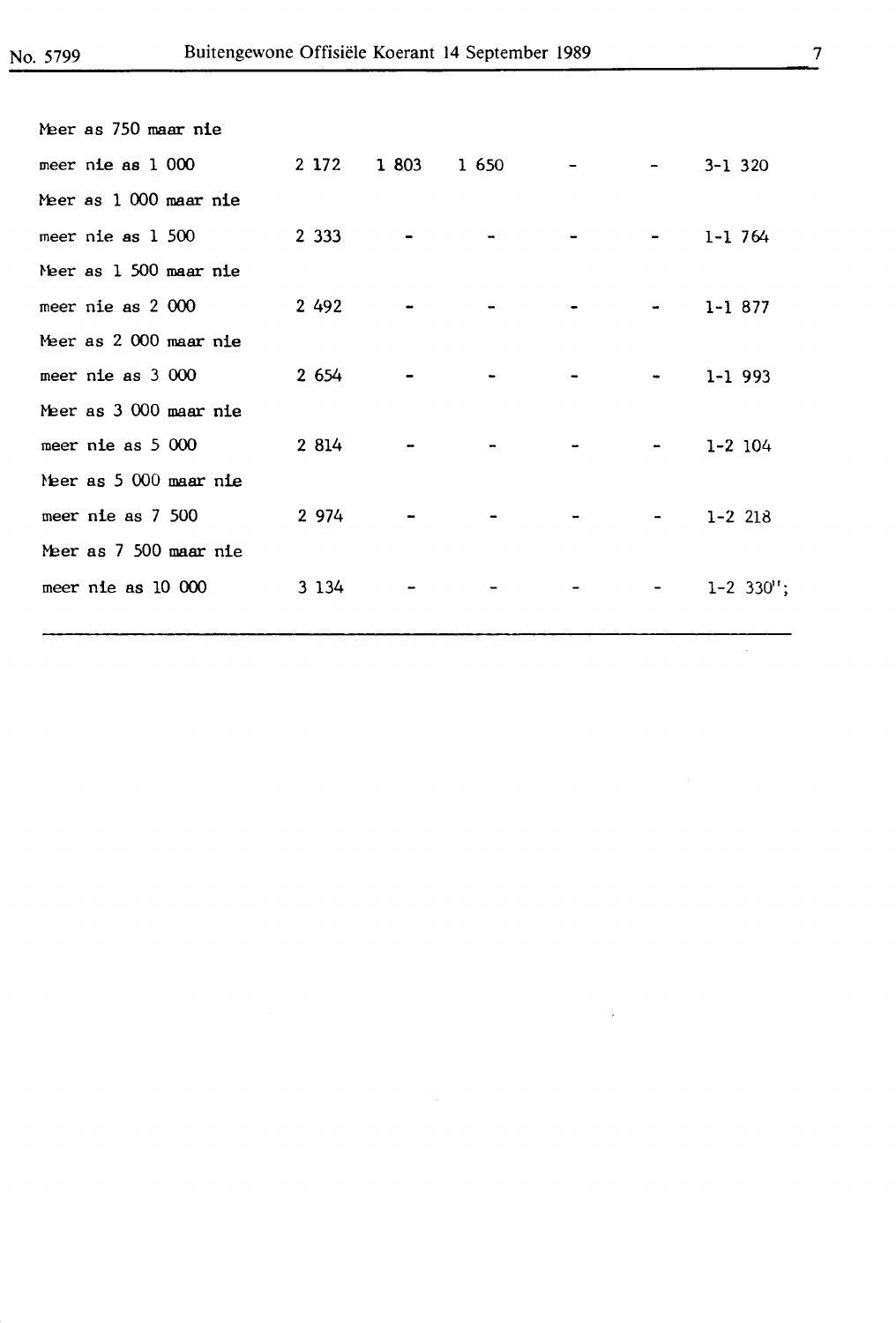| | | | | | | |
|---|---|---|---|---|---|---|
| Meer as 750 maar nie meer nie as 1 000 | 2 172 | 1 803 | 1 650 | - | - | 3-1 320 |
| Meer as 1 000 maar nie meer nie as 1 500 | 2 333 | - | - | - | - | 1-1 764 |
| Meer as 1 500 maar nie meer nie as 2 000 | 2 492 | - | - | - | - | 1-1 877 |
| Meer as 2 000 maar nie meer nie as 3 000 | 2 654 | - | - | - | - | 1-1 993 |
| Meer as 3 000 maar nie meer nie as 5 000 | 2 814 | - | - | - | - | 1-2 104 |
| Meer as 5 000 maar nie meer nie as 7 500 | 2 974 | - | - | - | - | 1-2 218 |
| Meer as 7 500 maar nie meer nie as 10 000 | 3 134 | - | - | - | - | 1-2 330"; |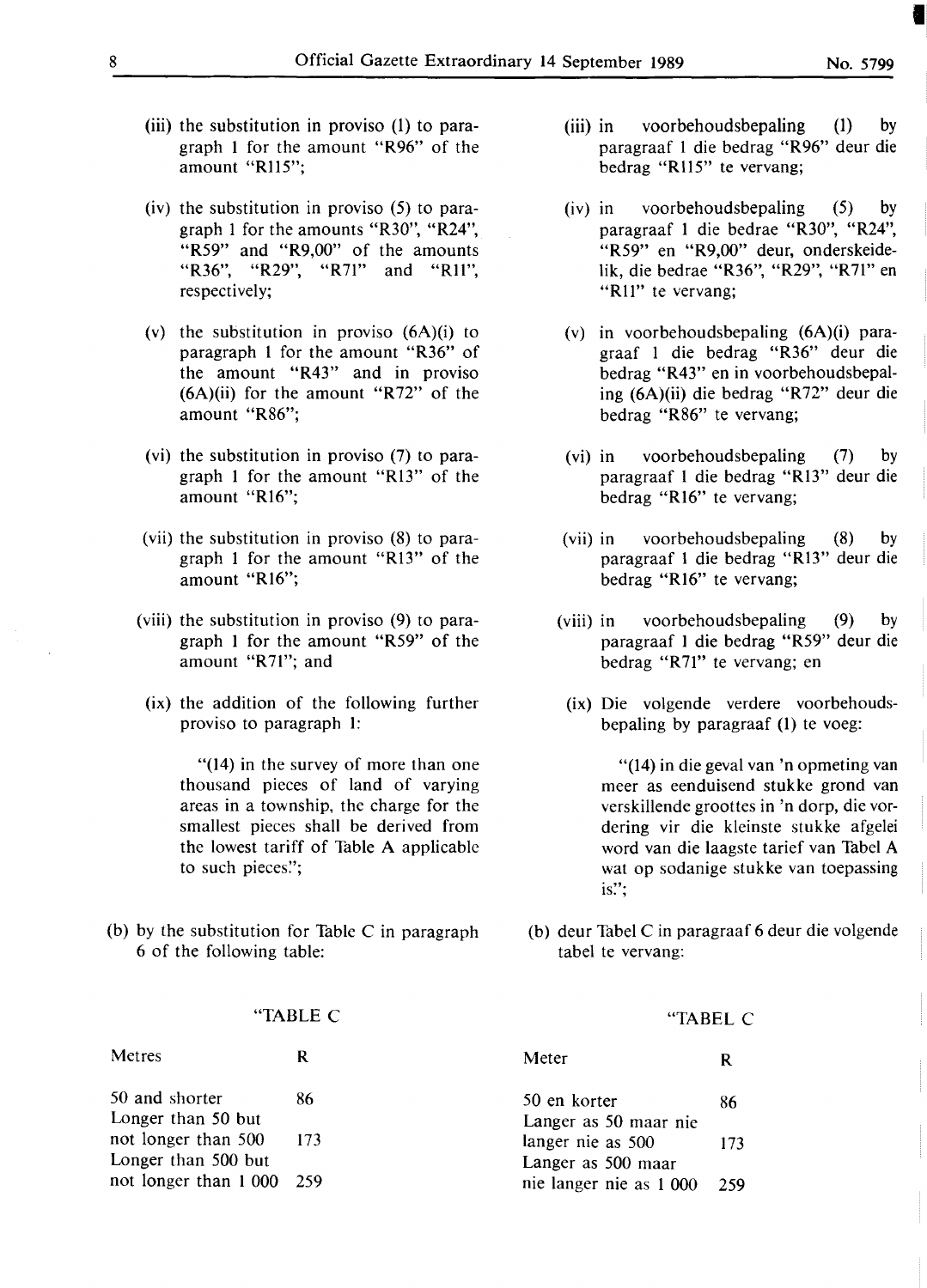(iii) the substitution in proviso (1) to paragraph 1 for the amount "R96" of the amount "R115";

(iv) the substitution in proviso (5) to paragraph 1 for the amounts "R30", "R24", "R59" and "R9,00" of the amounts "R36", "R29", "R71" and "R11", respectively;

(v) the substitution in proviso (6A)(i) to paragraph 1 for the amount "R36" of the amount "R43" and in proviso (6A)(ii) for the amount "R72" of the amount "R86";

(vi) the substitution in proviso (7) to paragraph 1 for the amount "R13" of the amount "R16";

(vii) the substitution in proviso (8) to paragraph 1 for the amount "R13" of the amount "R16";

(viii) the substitution in proviso (9) to paragraph 1 for the amount "R59" of the amount "R71"; and

(ix) the addition of the following further proviso to paragraph 1:

"(14) in the survey of more than one thousand pieces of land of varying areas in a township, the charge for the smallest pieces shall be derived from the lowest tariff of Table A applicable to such pieces.";

(b) by the substitution for Table C in paragraph 6 of the following table:

"TABLE C

| Metres | R |
|---|---|
| 50 and shorter | 86 |
| Longer than 50 but not longer than 500 | 173 |
| Longer than 500 but not longer than 1 000 | 259 |

(iii) in voorbehoudsbepaling (1) by paragraaf 1 die bedrag "R96" deur die bedrag "R115" te vervang;

(iv) in voorbehoudsbepaling (5) by paragraaf 1 die bedrae "R30", "R24", "R59" en "R9,00" deur, onderskeidelik, die bedrae "R36", "R29", "R71" en "R11" te vervang;

(v) in voorbehoudsbepaling (6A)(i) paragraaf 1 die bedrag "R36" deur die bedrag "R43" en in voorbehoudsbepaling (6A)(ii) die bedrag "R72" deur die bedrag "R86" te vervang;

(vi) in voorbehoudsbepaling (7) by paragraaf 1 die bedrag "R13" deur die bedrag "R16" te vervang;

(vii) in voorbehoudsbepaling (8) by paragraaf 1 die bedrag "R13" deur die bedrag "R16" te vervang;

(viii) in voorbehoudsbepaling (9) by paragraaf 1 die bedrag "R59" deur die bedrag "R71" te vervang; en

(ix) Die volgende verdere voorbehoudsbepaling by paragraaf (1) te voeg:

"(14) in die geval van 'n opmeting van meer as eenduisend stukke grond van verskillende groottes in 'n dorp, die vordering vir die kleinste stukke afgelei word van die laagste tarief van Tabel A wat op sodanige stukke van toepassing is.";

(b) deur Tabel C in paragraaf 6 deur die volgende tabel te vervang:

"TABEL C

| Meter | R |
|---|---|
| 50 en korter | 86 |
| Langer as 50 maar nie langer nie as 500 | 173 |
| Langer as 500 maar nie langer nie as 1 000 | 259 |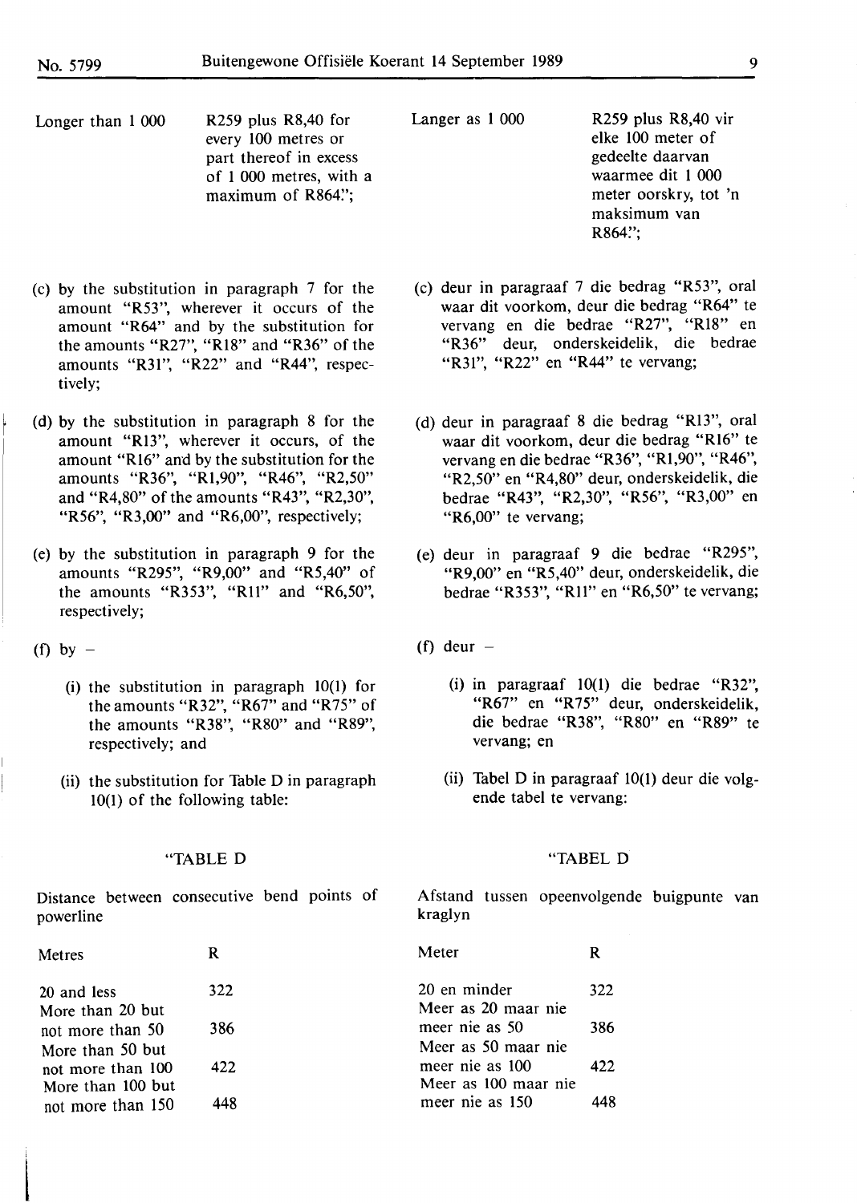| | | | |
|---|---|---|---|
| Longer than 1 000 | R259 plus R8,40 for every 100 metres or part thereof in excess of 1 000 metres, with a maximum of R864."; | Langer as 1 000 | R259 plus R8,40 vir elke 100 meter of gedeelte daarvan waarmee dit 1 000 meter oorskry, tot 'n maksimum van R864."; |

(c) by the substitution in paragraph 7 for the amount "R53", wherever it occurs of the amount "R64" and by the substitution for the amounts "R27", "R18" and "R36" of the amounts "R31", "R22" and "R44", respectively;

(d) by the substitution in paragraph 8 for the amount "R13", wherever it occurs, of the amount "R16" and by the substitution for the amounts "R36", "R1,90", "R46", "R2,50" and "R4,80" of the amounts "R43", "R2,30", "R56", "R3,00" and "R6,00", respectively;

(e) by the substitution in paragraph 9 for the amounts "R295", "R9,00" and "R5,40" of the amounts "R353", "R11" and "R6,50", respectively;

(f) by –

(i) the substitution in paragraph 10(1) for the amounts "R32", "R67" and "R75" of the amounts "R38", "R80" and "R89", respectively; and

(ii) the substitution for Table D in paragraph 10(1) of the following table:

"TABLE D

Distance between consecutive bend points of powerline

| Metres | R |
|---|---|
| 20 and less | 322 |
| More than 20 but not more than 50 | 386 |
| More than 50 but not more than 100 | 422 |
| More than 100 but not more than 150 | 448 |

(c) deur in paragraaf 7 die bedrag "R53", oral waar dit voorkom, deur die bedrag "R64" te vervang en die bedrae "R27", "R18" en "R36" deur, onderskeidelik, die bedrae "R31", "R22" en "R44" te vervang;

(d) deur in paragraaf 8 die bedrag "R13", oral waar dit voorkom, deur die bedrag "R16" te vervang en die bedrae "R36", "R1,90", "R46", "R2,50" en "R4,80" deur, onderskeidelik, die bedrae "R43", "R2,30", "R56", "R3,00" en "R6,00" te vervang;

(e) deur in paragraaf 9 die bedrae "R295", "R9,00" en "R5,40" deur, onderskeidelik, die bedrae "R353", "R11" en "R6,50" te vervang;

(f) deur –

(i) in paragraaf 10(1) die bedrae "R32", "R67" en "R75" deur, onderskeidelik, die bedrae "R38", "R80" en "R89" te vervang; en

(ii) Tabel D in paragraaf 10(1) deur die volgende tabel te vervang:

"TABEL D

Afstand tussen opeenvolgende buigpunte van kraglyn

| Meter | R |
|---|---|
| 20 en minder | 322 |
| Meer as 20 maar nie meer nie as 50 | 386 |
| Meer as 50 maar nie meer nie as 100 | 422 |
| Meer as 100 maar nie meer nie as 150 | 448 |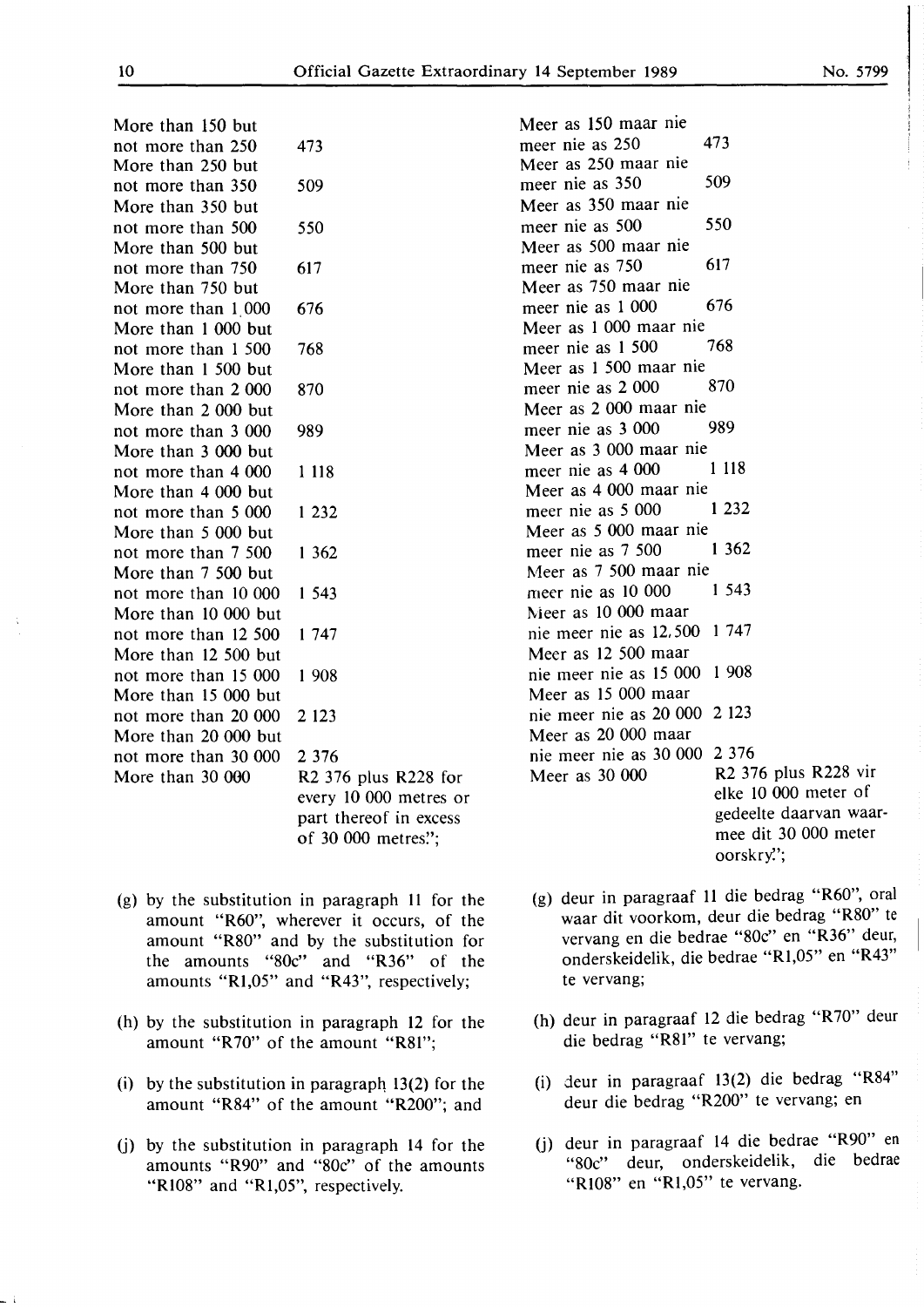| | |
|---|---|
| More than 150 but not more than 250 | 473 |
| More than 250 but not more than 350 | 509 |
| More than 350 but not more than 500 | 550 |
| More than 500 but not more than 750 | 617 |
| More than 750 but not more than 1 000 | 676 |
| More than 1 000 but not more than 1 500 | 768 |
| More than 1 500 but not more than 2 000 | 870 |
| More than 2 000 but not more than 3 000 | 989 |
| More than 3 000 but not more than 4 000 | 1 118 |
| More than 4 000 but not more than 5 000 | 1 232 |
| More than 5 000 but not more than 7 500 | 1 362 |
| More than 7 500 but not more than 10 000 | 1 543 |
| More than 10 000 but not more than 12 500 | 1 747 |
| More than 12 500 but not more than 15 000 | 1 908 |
| More than 15 000 but not more than 20 000 | 2 123 |
| More than 20 000 but not more than 30 000 | 2 376 |
| More than 30 000 | R2 376 plus R228 for every 10 000 metres or part thereof in excess of 30 000 metres:"; |

(g) by the substitution in paragraph 11 for the amount "R60", wherever it occurs, of the amount "R80" and by the substitution for the amounts "80c" and "R36" of the amounts "R1,05" and "R43", respectively;

(h) by the substitution in paragraph 12 for the amount "R70" of the amount "R81";

(i) by the substitution in paragraph 13(2) for the amount "R84" of the amount "R200"; and

(j) by the substitution in paragraph 14 for the amounts "R90" and "80c" of the amounts "R108" and "R1,05", respectively.

| | |
|---|---|
| Meer as 150 maar nie meer nie as 250 | 473 |
| Meer as 250 maar nie meer nie as 350 | 509 |
| Meer as 350 maar nie meer nie as 500 | 550 |
| Meer as 500 maar nie meer nie as 750 | 617 |
| Meer as 750 maar nie meer nie as 1 000 | 676 |
| Meer as 1 000 maar nie meer nie as 1 500 | 768 |
| Meer as 1 500 maar nie meer nie as 2 000 | 870 |
| Meer as 2 000 maar nie meer nie as 3 000 | 989 |
| Meer as 3 000 maar nie meer nie as 4 000 | 1 118 |
| Meer as 4 000 maar nie meer nie as 5 000 | 1 232 |
| Meer as 5 000 maar nie meer nie as 7 500 | 1 362 |
| Meer as 7 500 maar nie meer nie as 10 000 | 1 543 |
| Meer as 10 000 maar nie meer nie as 12 500 | 1 747 |
| Meer as 12 500 maar nie meer nie as 15 000 | 1 908 |
| Meer as 15 000 maar nie meer nie as 20 000 | 2 123 |
| Meer as 20 000 maar nie meer nie as 30 000 | 2 376 |
| Meer as 30 000 | R2 376 plus R228 vir elke 10 000 meter of gedeelte daarvan waarmee dit 30 000 meter oorskry:"; |

(g) deur in paragraaf 11 die bedrag "R60", oral waar dit voorkom, deur die bedrag "R80" te vervang en die bedrae "80c" en "R36" deur, onderskeidelik, die bedrae "R1,05" en "R43" te vervang;

(h) deur in paragraaf 12 die bedrag "R70" deur die bedrag "R81" te vervang;

(i) deur in paragraaf 13(2) die bedrag "R84" deur die bedrag "R200" te vervang; en

(j) deur in paragraaf 14 die bedrae "R90" en "80c" deur, onderskeidelik, die bedrae "R108" en "R1,05" te vervang.